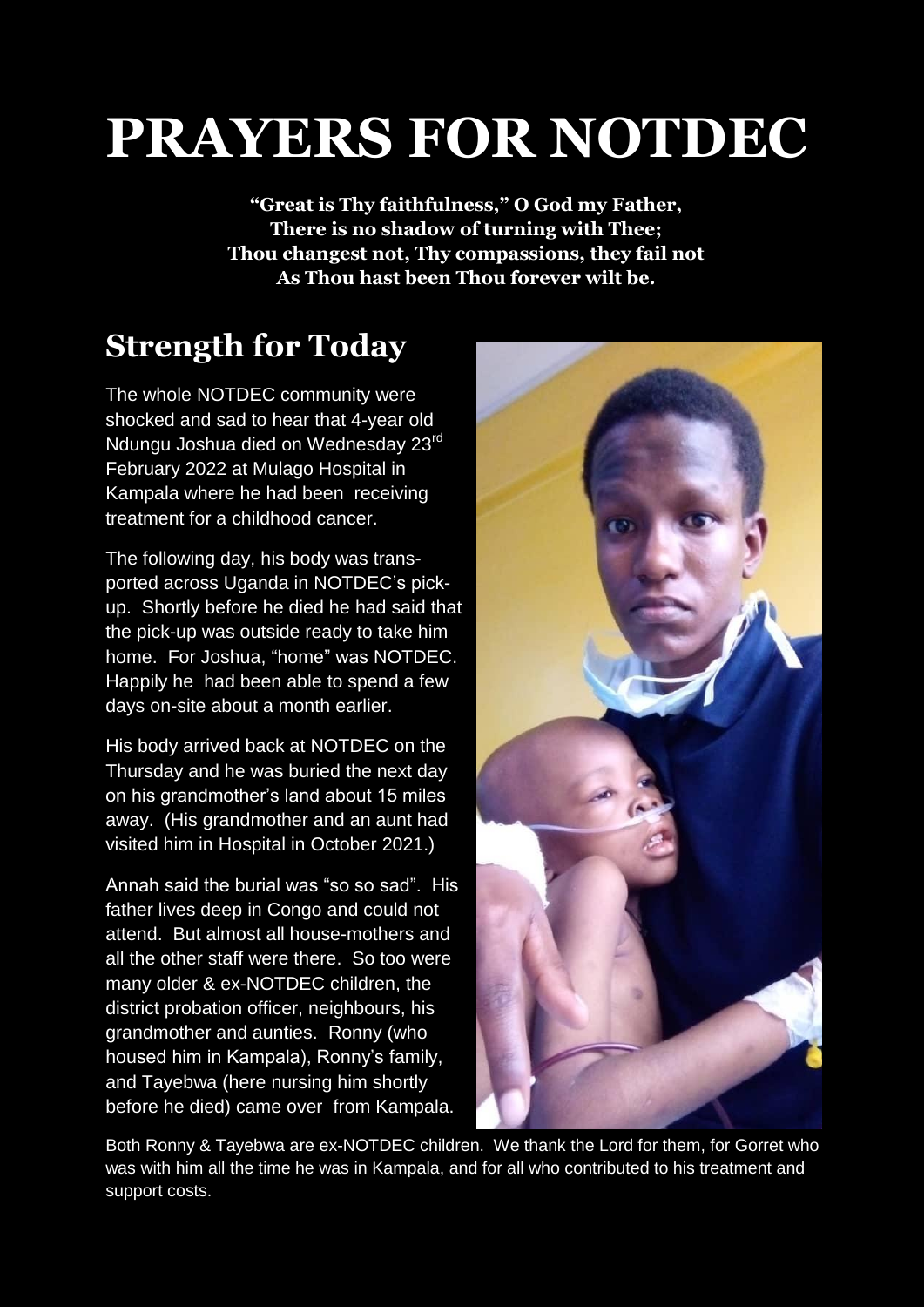# PRAYERS FOR NOTDEC

**"Great is Thy faithfulness," O God my Father,**
**There is no shadow of turning with Thee;**
**Thou changest not, Thy compassions, they fail not**
**As Thou hast been Thou forever wilt be.**

## Strength for Today

The whole NOTDEC community were shocked and sad to hear that 4-year old Ndungu Joshua died on Wednesday 23rd February 2022 at Mulago Hospital in Kampala where he had been receiving treatment for a childhood cancer.

The following day, his body was transported across Uganda in NOTDEC's pick-up. Shortly before he died he had said that the pick-up was outside ready to take him home. For Joshua, "home" was NOTDEC. Happily he had been able to spend a few days on-site about a month earlier.

His body arrived back at NOTDEC on the Thursday and he was buried the next day on his grandmother's land about 15 miles away. (His grandmother and an aunt had visited him in Hospital in October 2021.)

Annah said the burial was "so so sad". His father lives deep in Congo and could not attend. But almost all house-mothers and all the other staff were there. So too were many older & ex-NOTDEC children, the district probation officer, neighbours, his grandmother and aunties. Ronny (who housed him in Kampala), Ronny's family, and Tayebwa (here nursing him shortly before he died) came over from Kampala.

Both Ronny & Tayebwa are ex-NOTDEC children. We thank the Lord for them, for Gorret who was with him all the time he was in Kampala, and for all who contributed to his treatment and support costs.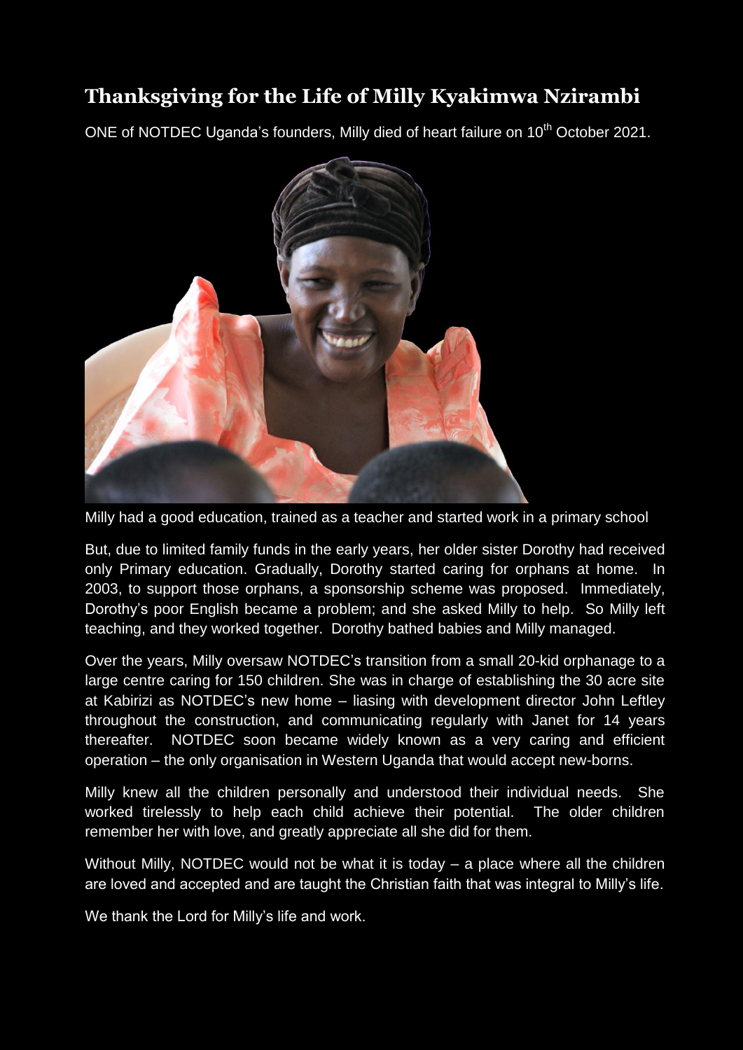# Thanksgiving for the Life of Milly Kyakimwa Nzirambi

ONE of NOTDEC Uganda's founders, Milly died of heart failure on 10th October 2021.

Milly had a good education, trained as a teacher and started work in a primary school

But, due to limited family funds in the early years, her older sister Dorothy had received only Primary education. Gradually, Dorothy started caring for orphans at home. In 2003, to support those orphans, a sponsorship scheme was proposed. Immediately, Dorothy's poor English became a problem; and she asked Milly to help. So Milly left teaching, and they worked together. Dorothy bathed babies and Milly managed.

Over the years, Milly oversaw NOTDEC's transition from a small 20-kid orphanage to a large centre caring for 150 children. She was in charge of establishing the 30 acre site at Kabirizi as NOTDEC's new home – liasing with development director John Leftley throughout the construction, and communicating regularly with Janet for 14 years thereafter. NOTDEC soon became widely known as a very caring and efficient operation – the only organisation in Western Uganda that would accept new-borns.

Milly knew all the children personally and understood their individual needs. She worked tirelessly to help each child achieve their potential. The older children remember her with love, and greatly appreciate all she did for them.

Without Milly, NOTDEC would not be what it is today – a place where all the children are loved and accepted and are taught the Christian faith that was integral to Milly's life.

We thank the Lord for Milly's life and work.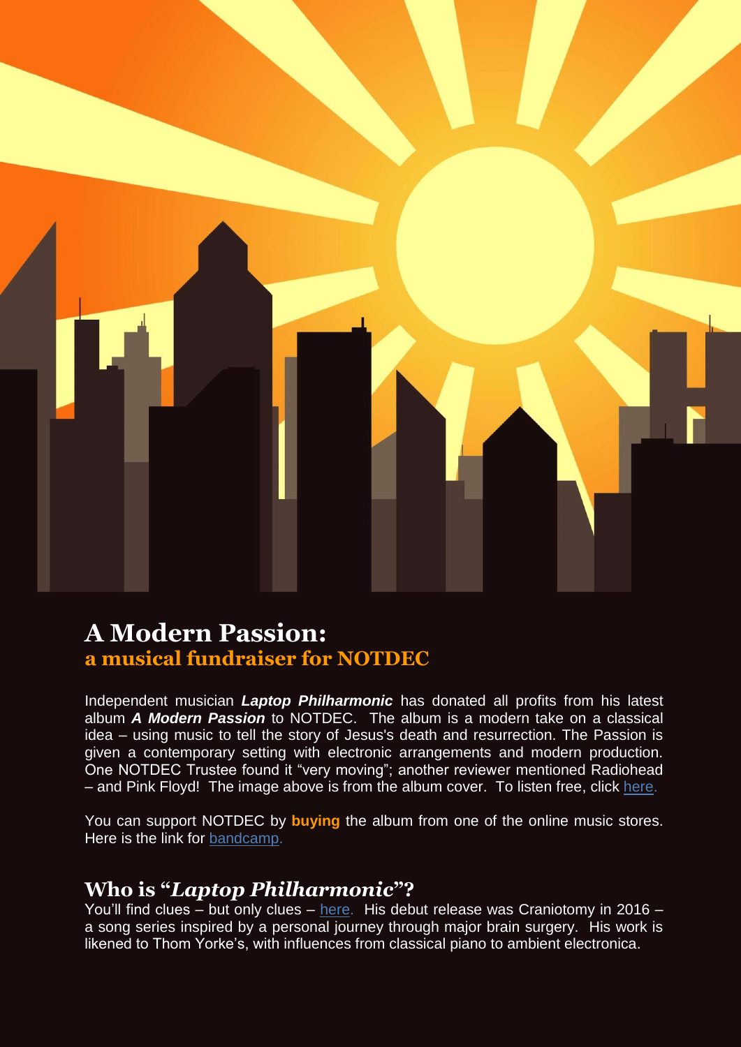# A Modern Passion:
## a musical fundraiser for NOTDEC

Independent musician ***Laptop Philharmonic*** has donated all profits from his latest album ***A Modern Passion*** to NOTDEC. The album is a modern take on a classical idea – using music to tell the story of Jesus's death and resurrection. The Passion is given a contemporary setting with electronic arrangements and modern production. One NOTDEC Trustee found it "very moving"; another reviewer mentioned Radiohead – and Pink Floyd! The image above is from the album cover. To listen free, click here.

You can support NOTDEC by **buying** the album from one of the online music stores. Here is the link for bandcamp.

## Who is "*Laptop Philharmonic*"?

You'll find clues – but only clues – here. His debut release was Craniotomy in 2016 – a song series inspired by a personal journey through major brain surgery. His work is likened to Thom Yorke's, with influences from classical piano to ambient electronica.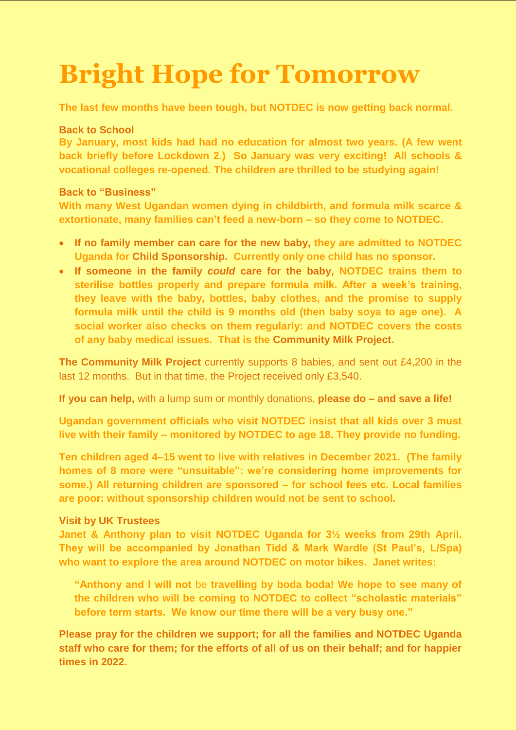# Bright Hope for Tomorrow

**The last few months have been tough, but NOTDEC is now getting back normal.**

**Back to School**

**By January, most kids had had no education for almost two years. (A few went back briefly before Lockdown 2.) So January was very exciting! All schools & vocational colleges re-opened. The children are thrilled to be studying again!**

**Back to "Business"**

**With many West Ugandan women dying in childbirth, and formula milk scarce & extortionate, many families can't feed a new-born – so they come to NOTDEC.**

- **If no family member can care for the new baby, they are admitted to NOTDEC Uganda for Child Sponsorship. Currently only one child has no sponsor.**
- **If someone in the family *could* care for the baby, NOTDEC trains them to sterilise bottles properly and prepare formula milk. After a week's training, they leave with the baby, bottles, baby clothes, and the promise to supply formula milk until the child is 9 months old (then baby soya to age one). A social worker also checks on them regularly: and NOTDEC covers the costs of any baby medical issues. That is the Community Milk Project.**

**The Community Milk Project** currently supports 8 babies, and sent out £4,200 in the last 12 months. But in that time, the Project received only £3,540.

**If you can help,** with a lump sum or monthly donations, **please do – and save a life!**

**Ugandan government officials who visit NOTDEC insist that all kids over 3 must live with their family – monitored by NOTDEC to age 18. They provide no funding.**

**Ten children aged 4–15 went to live with relatives in December 2021. (The family homes of 8 more were "unsuitable": we're considering home improvements for some.) All returning children are sponsored – for school fees etc. Local families are poor: without sponsorship children would not be sent to school.**

**Visit by UK Trustees**

**Janet & Anthony plan to visit NOTDEC Uganda for 3½ weeks from 29th April. They will be accompanied by Jonathan Tidd & Mark Wardle (St Paul's, L/Spa) who want to explore the area around NOTDEC on motor bikes. Janet writes:**

> **"Anthony and I will not** be **travelling by boda boda! We hope to see many of the children who will be coming to NOTDEC to collect "scholastic materials" before term starts. We know our time there will be a very busy one."**

**Please pray for the children we support; for all the families and NOTDEC Uganda staff who care for them; for the efforts of all of us on their behalf; and for happier times in 2022.**